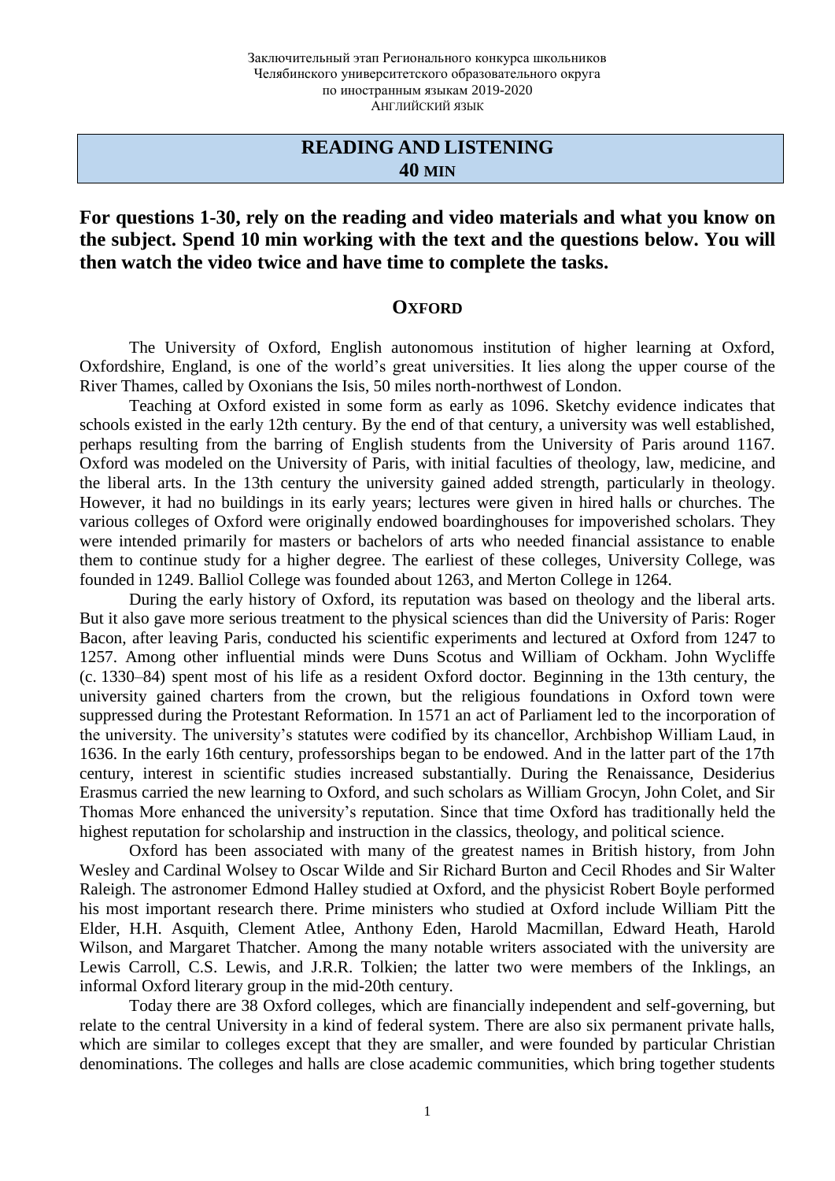Заключительный этап Регионального конкурса школьников
Челябинского университетского образовательного округа
по иностранным языкам 2019-2020
Английский язык

# READING AND LISTENING
## 40 MIN

**For questions 1-30, rely on the reading and video materials and what you know on the subject. Spend 10 min working with the text and the questions below. You will then watch the video twice and have time to complete the tasks.**

## OXFORD

The University of Oxford, English autonomous institution of higher learning at Oxford, Oxfordshire, England, is one of the world's great universities. It lies along the upper course of the River Thames, called by Oxonians the Isis, 50 miles north-northwest of London.

Teaching at Oxford existed in some form as early as 1096. Sketchy evidence indicates that schools existed in the early 12th century. By the end of that century, a university was well established, perhaps resulting from the barring of English students from the University of Paris around 1167. Oxford was modeled on the University of Paris, with initial faculties of theology, law, medicine, and the liberal arts. In the 13th century the university gained added strength, particularly in theology. However, it had no buildings in its early years; lectures were given in hired halls or churches. The various colleges of Oxford were originally endowed boardinghouses for impoverished scholars. They were intended primarily for masters or bachelors of arts who needed financial assistance to enable them to continue study for a higher degree. The earliest of these colleges, University College, was founded in 1249. Balliol College was founded about 1263, and Merton College in 1264.

During the early history of Oxford, its reputation was based on theology and the liberal arts. But it also gave more serious treatment to the physical sciences than did the University of Paris: Roger Bacon, after leaving Paris, conducted his scientific experiments and lectured at Oxford from 1247 to 1257. Among other influential minds were Duns Scotus and William of Ockham. John Wycliffe (c. 1330–84) spent most of his life as a resident Oxford doctor. Beginning in the 13th century, the university gained charters from the crown, but the religious foundations in Oxford town were suppressed during the Protestant Reformation. In 1571 an act of Parliament led to the incorporation of the university. The university's statutes were codified by its chancellor, Archbishop William Laud, in 1636. In the early 16th century, professorships began to be endowed. And in the latter part of the 17th century, interest in scientific studies increased substantially. During the Renaissance, Desiderius Erasmus carried the new learning to Oxford, and such scholars as William Grocyn, John Colet, and Sir Thomas More enhanced the university's reputation. Since that time Oxford has traditionally held the highest reputation for scholarship and instruction in the classics, theology, and political science.

Oxford has been associated with many of the greatest names in British history, from John Wesley and Cardinal Wolsey to Oscar Wilde and Sir Richard Burton and Cecil Rhodes and Sir Walter Raleigh. The astronomer Edmond Halley studied at Oxford, and the physicist Robert Boyle performed his most important research there. Prime ministers who studied at Oxford include William Pitt the Elder, H.H. Asquith, Clement Atlee, Anthony Eden, Harold Macmillan, Edward Heath, Harold Wilson, and Margaret Thatcher. Among the many notable writers associated with the university are Lewis Carroll, C.S. Lewis, and J.R.R. Tolkien; the latter two were members of the Inklings, an informal Oxford literary group in the mid-20th century.

Today there are 38 Oxford colleges, which are financially independent and self-governing, but relate to the central University in a kind of federal system. There are also six permanent private halls, which are similar to colleges except that they are smaller, and were founded by particular Christian denominations. The colleges and halls are close academic communities, which bring together students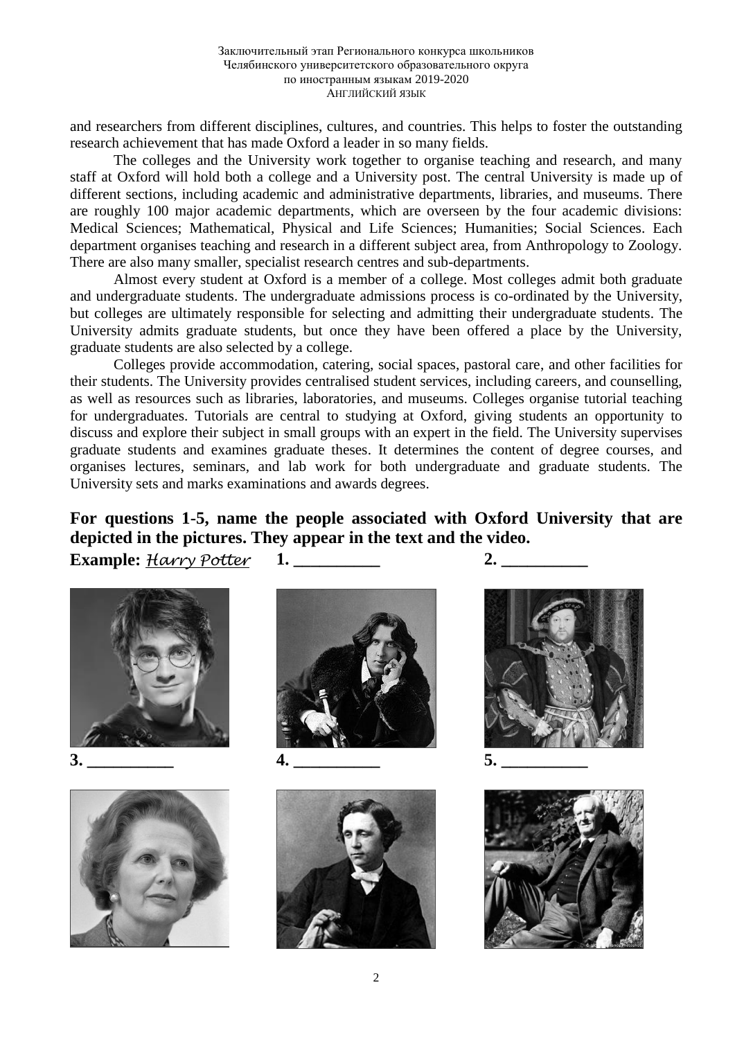and researchers from different disciplines, cultures, and countries. This helps to foster the outstanding research achievement that has made Oxford a leader in so many fields.

The colleges and the University work together to organise teaching and research, and many staff at Oxford will hold both a college and a University post. The central University is made up of different sections, including academic and administrative departments, libraries, and museums. There are roughly 100 major academic departments, which are overseen by the four academic divisions: Medical Sciences; Mathematical, Physical and Life Sciences; Humanities; Social Sciences. Each department organises teaching and research in a different subject area, from Anthropology to Zoology. There are also many smaller, specialist research centres and sub-departments.

Almost every student at Oxford is a member of a college. Most colleges admit both graduate and undergraduate students. The undergraduate admissions process is co-ordinated by the University, but colleges are ultimately responsible for selecting and admitting their undergraduate students. The University admits graduate students, but once they have been offered a place by the University, graduate students are also selected by a college.

Colleges provide accommodation, catering, social spaces, pastoral care, and other facilities for their students. The University provides centralised student services, including careers, and counselling, as well as resources such as libraries, laboratories, and museums. Colleges organise tutorial teaching for undergraduates. Tutorials are central to studying at Oxford, giving students an opportunity to discuss and explore their subject in small groups with an expert in the field. The University supervises graduate students and examines graduate theses. It determines the content of degree courses, and organises lectures, seminars, and lab work for both undergraduate and graduate students. The University sets and marks examinations and awards degrees.

**For questions 1-5, name the people associated with Oxford University that are depicted in the pictures. They appear in the text and the video.**

**Example:** *Harry Potter* **1. __________** **2. __________**

**3. __________** **4. __________** **5. __________**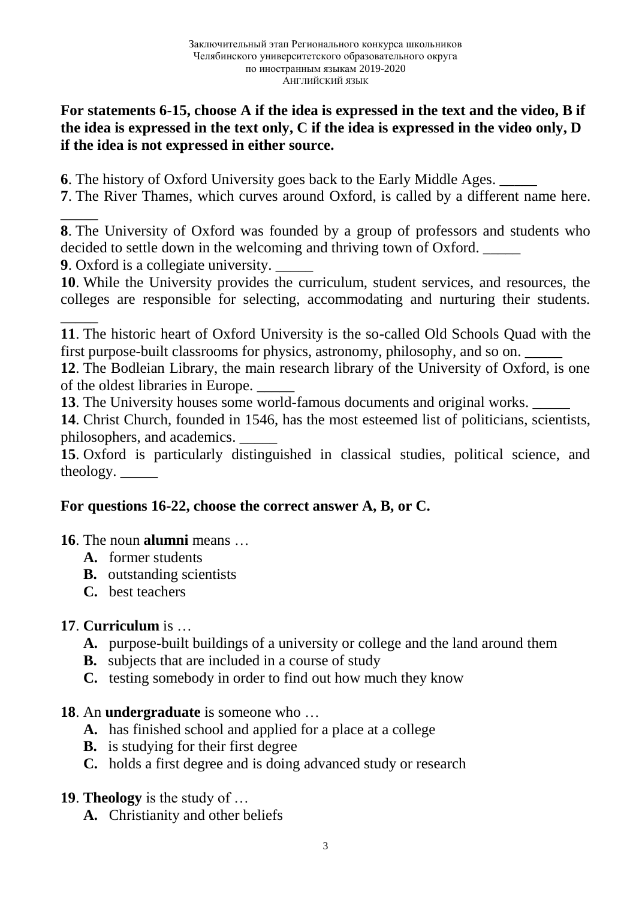**For statements 6-15, choose A if the idea is expressed in the text and the video, B if the idea is expressed in the text only, C if the idea is expressed in the video only, D if the idea is not expressed in either source.**

**6**. The history of Oxford University goes back to the Early Middle Ages. _____

**7**. The River Thames, which curves around Oxford, is called by a different name here. _____

**8**. The University of Oxford was founded by a group of professors and students who decided to settle down in the welcoming and thriving town of Oxford. _____

**9**. Oxford is a collegiate university. _____

**10**. While the University provides the curriculum, student services, and resources, the colleges are responsible for selecting, accommodating and nurturing their students. _____

**11**. The historic heart of Oxford University is the so-called Old Schools Quad with the first purpose-built classrooms for physics, astronomy, philosophy, and so on. _____

**12**. The Bodleian Library, the main research library of the University of Oxford, is one of the oldest libraries in Europe. _____

**13**. The University houses some world-famous documents and original works. _____

**14**. Christ Church, founded in 1546, has the most esteemed list of politicians, scientists, philosophers, and academics. _____

**15**. Oxford is particularly distinguished in classical studies, political science, and theology. _____

**For questions 16-22, choose the correct answer A, B, or C.**

**16**. The noun **alumni** means …

- **A.** former students
- **B.** outstanding scientists
- **C.** best teachers

**17**. **Curriculum** is …

- **A.** purpose-built buildings of a university or college and the land around them
- **B.** subjects that are included in a course of study
- **C.** testing somebody in order to find out how much they know

**18**. An **undergraduate** is someone who …

- **A.** has finished school and applied for a place at a college
- **B.** is studying for their first degree
- **C.** holds a first degree and is doing advanced study or research

**19**. **Theology** is the study of …

- **A.** Christianity and other beliefs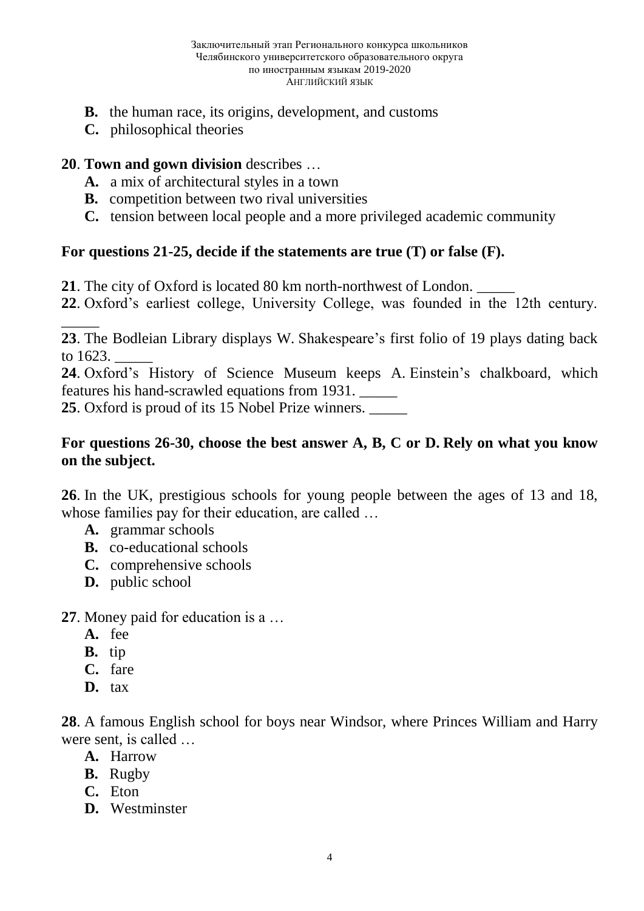**B.** the human race, its origins, development, and customs
**C.** philosophical theories

**20**. **Town and gown division** describes …
**A.** a mix of architectural styles in a town
**B.** competition between two rival universities
**C.** tension between local people and a more privileged academic community

**For questions 21-25, decide if the statements are true (T) or false (F).**

**21**. The city of Oxford is located 80 km north-northwest of London. _____
**22**. Oxford's earliest college, University College, was founded in the 12th century. _____
**23**. The Bodleian Library displays W. Shakespeare's first folio of 19 plays dating back to 1623. _____
**24**. Oxford's History of Science Museum keeps A. Einstein's chalkboard, which features his hand-scrawled equations from 1931. _____
**25**. Oxford is proud of its 15 Nobel Prize winners. _____

**For questions 26-30, choose the best answer A, B, C or D. Rely on what you know on the subject.**

**26**. In the UK, prestigious schools for young people between the ages of 13 and 18, whose families pay for their education, are called …
**A.** grammar schools
**B.** co-educational schools
**C.** comprehensive schools
**D.** public school

**27**. Money paid for education is a …
**A.** fee
**B.** tip
**C.** fare
**D.** tax

**28**. A famous English school for boys near Windsor, where Princes William and Harry were sent, is called …
**A.** Harrow
**B.** Rugby
**C.** Eton
**D.** Westminster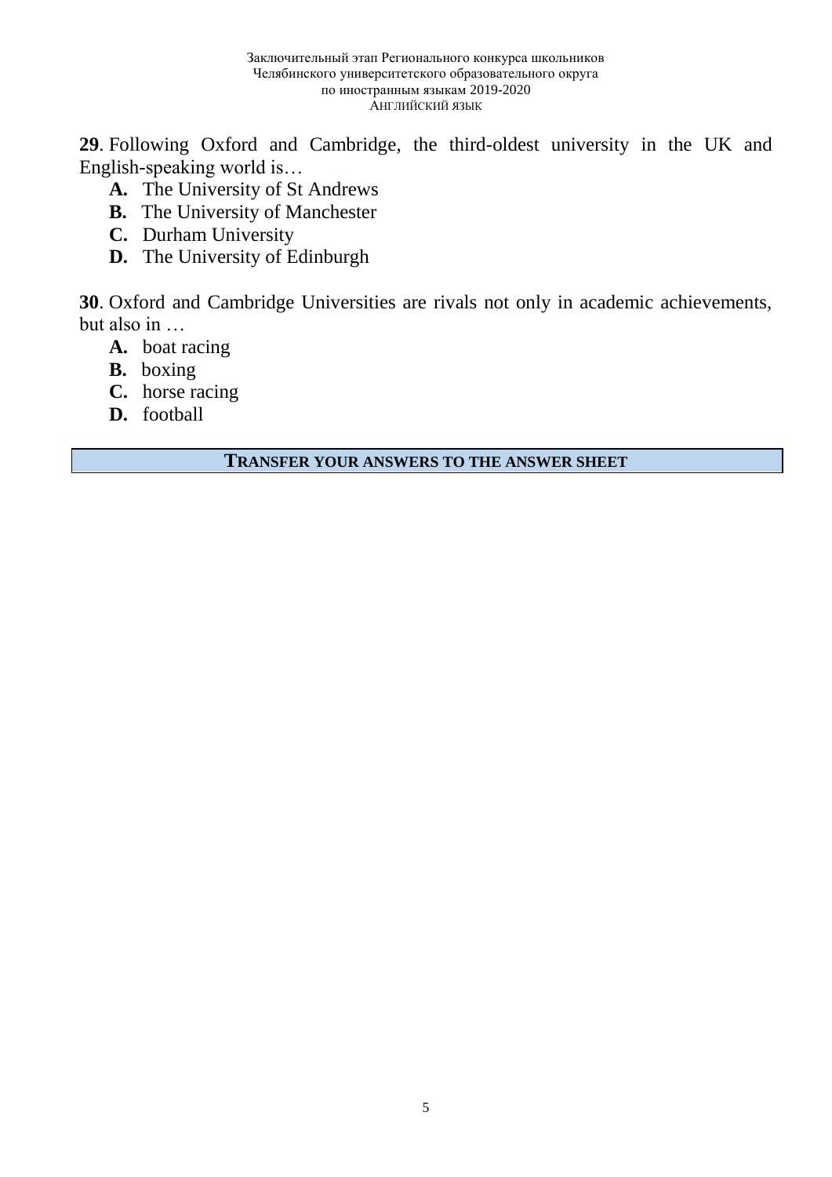**29**. Following Oxford and Cambridge, the third-oldest university in the UK and English-speaking world is…

- **A.** The University of St Andrews
- **B.** The University of Manchester
- **C.** Durham University
- **D.** The University of Edinburgh

**30**. Oxford and Cambridge Universities are rivals not only in academic achievements, but also in …

- **A.** boat racing
- **B.** boxing
- **C.** horse racing
- **D.** football

**TRANSFER YOUR ANSWERS TO THE ANSWER SHEET**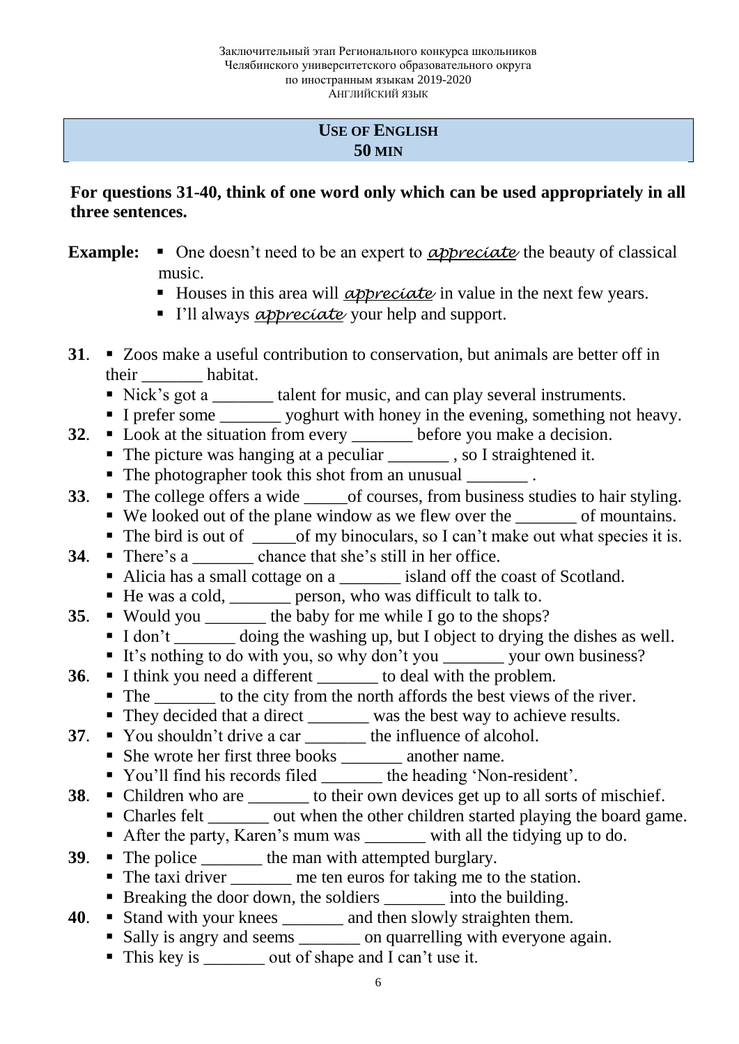Заключительный этап Регионального конкурса школьников
Челябинского университетского образовательного округа
по иностранным языкам 2019-2020
Английский язык

## USE OF ENGLISH
## 50 MIN

**For questions 31-40, think of one word only which can be used appropriately in all three sentences.**

**Example:**
- One doesn't need to be an expert to *appreciate* the beauty of classical music.
- Houses in this area will *appreciate* in value in the next few years.
- I'll always *appreciate* your help and support.

**31**.
- Zoos make a useful contribution to conservation, but animals are better off in their _______ habitat.
- Nick's got a _______ talent for music, and can play several instruments.
- I prefer some _______ yoghurt with honey in the evening, something not heavy.

**32**.
- Look at the situation from every _______ before you make a decision.
- The picture was hanging at a peculiar _______ , so I straightened it.
- The photographer took this shot from an unusual _______ .

**33**.
- The college offers a wide _____of courses, from business studies to hair styling.
- We looked out of the plane window as we flew over the _______ of mountains.
- The bird is out of _____of my binoculars, so I can't make out what species it is.

**34**.
- There's a _______ chance that she's still in her office.
- Alicia has a small cottage on a _______ island off the coast of Scotland.
- He was a cold, _______ person, who was difficult to talk to.

**35**.
- Would you _______ the baby for me while I go to the shops?
- I don't _______ doing the washing up, but I object to drying the dishes as well.
- It's nothing to do with you, so why don't you _______ your own business?

**36**.
- I think you need a different _______ to deal with the problem.
- The _______ to the city from the north affords the best views of the river.
- They decided that a direct _______ was the best way to achieve results.

**37**.
- You shouldn't drive a car _______ the influence of alcohol.
- She wrote her first three books _______ another name.
- You'll find his records filed _______ the heading 'Non-resident'.

**38**.
- Children who are _______ to their own devices get up to all sorts of mischief.
- Charles felt _______ out when the other children started playing the board game.
- After the party, Karen's mum was _______ with all the tidying up to do.

**39**.
- The police _______ the man with attempted burglary.
- The taxi driver _______ me ten euros for taking me to the station.
- Breaking the door down, the soldiers _______ into the building.

**40**.
- Stand with your knees _______ and then slowly straighten them.
- Sally is angry and seems _______ on quarrelling with everyone again.
- This key is _______ out of shape and I can't use it.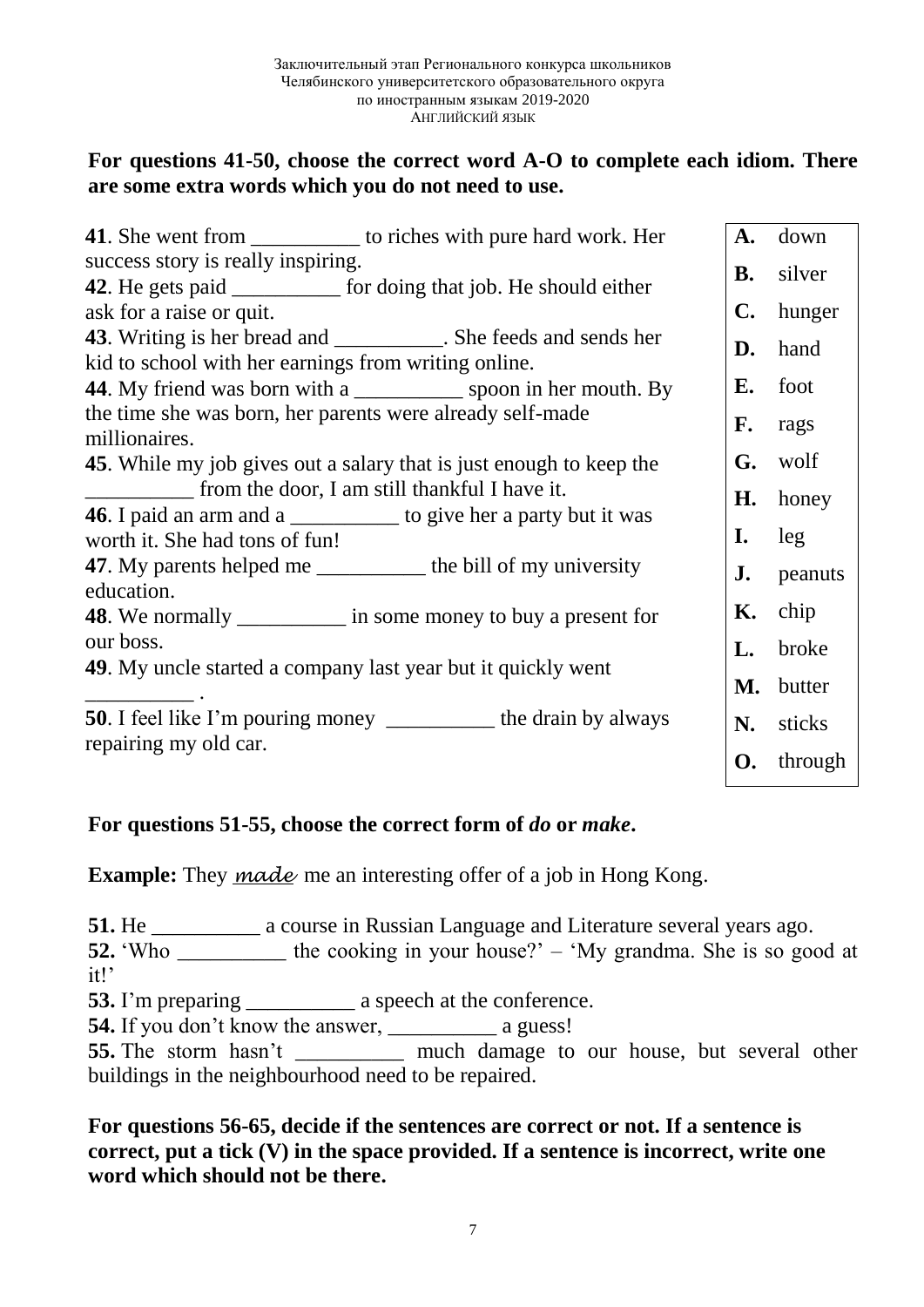For questions 41-50, choose the correct word A-O to complete each idiom. There are some extra words which you do not need to use.

**41**. She went from __________ to riches with pure hard work. Her success story is really inspiring.
**42**. He gets paid __________ for doing that job. He should either ask for a raise or quit.
**43**. Writing is her bread and __________. She feeds and sends her kid to school with her earnings from writing online.
**44**. My friend was born with a __________ spoon in her mouth. By the time she was born, her parents were already self-made millionaires.
**45**. While my job gives out a salary that is just enough to keep the __________ from the door, I am still thankful I have it.
**46**. I paid an arm and a __________ to give her a party but it was worth it. She had tons of fun!
**47**. My parents helped me __________ the bill of my university education.
**48**. We normally __________ in some money to buy a present for our boss.
**49**. My uncle started a company last year but it quickly went __________ .
**50**. I feel like I'm pouring money __________ the drain by always repairing my old car.

| | |
|---|---|
| **A.** | down |
| **B.** | silver |
| **C.** | hunger |
| **D.** | hand |
| **E.** | foot |
| **F.** | rags |
| **G.** | wolf |
| **H.** | honey |
| **I.** | leg |
| **J.** | peanuts |
| **K.** | chip |
| **L.** | broke |
| **M.** | butter |
| **N.** | sticks |
| **O.** | through |

**For questions 51-55, choose the correct form of *do* or *make*.**

**Example:** They *made* me an interesting offer of a job in Hong Kong.

**51.** He __________ a course in Russian Language and Literature several years ago.
**52.** 'Who __________ the cooking in your house?' – 'My grandma. She is so good at it!'
**53.** I'm preparing __________ a speech at the conference.
**54.** If you don't know the answer, __________ a guess!
**55.** The storm hasn't __________ much damage to our house, but several other buildings in the neighbourhood need to be repaired.

**For questions 56-65, decide if the sentences are correct or not. If a sentence is correct, put a tick (V) in the space provided. If a sentence is incorrect, write one word which should not be there.**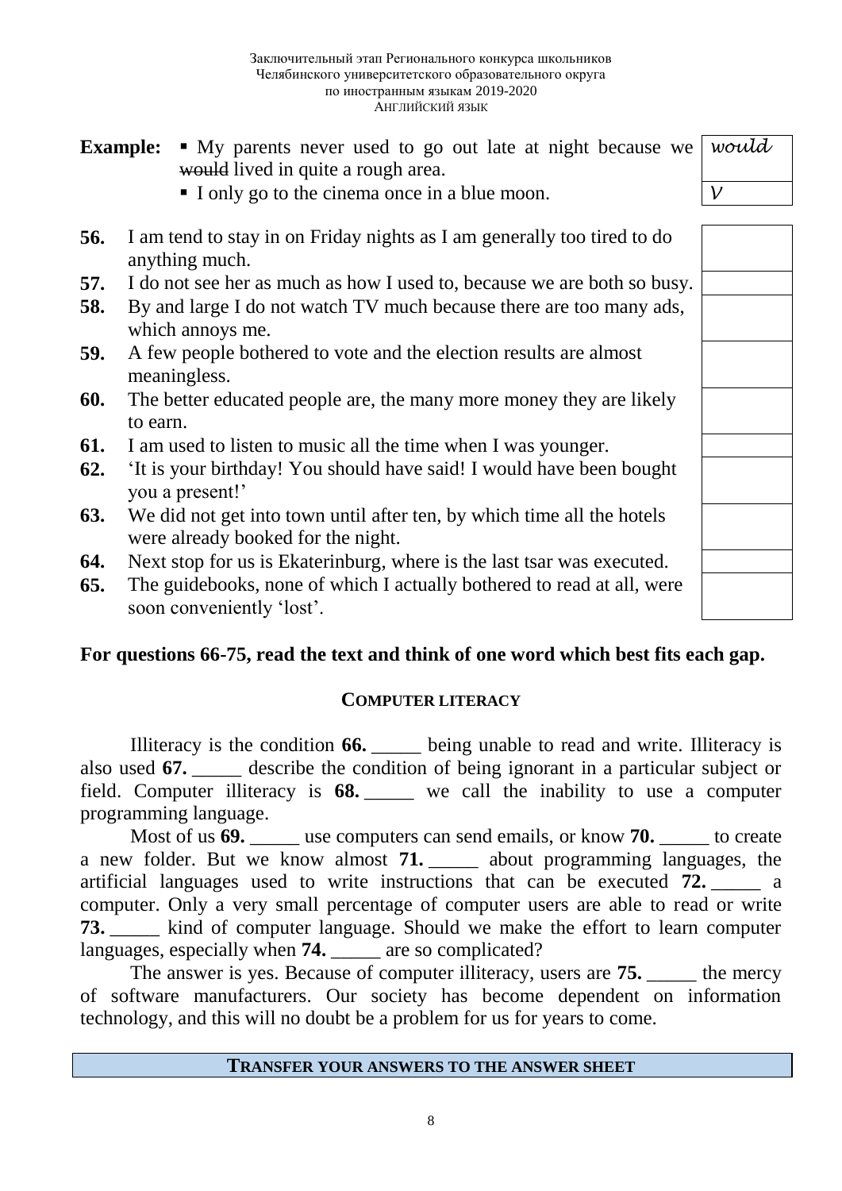Заключительный этап Регионального конкурса школьников
Челябинского университетского образовательного округа
по иностранным языкам 2019-2020
Английский язык

**Example:**

- My parents never used to go out late at night because we ~~would~~ lived in quite a rough area. — *would*
- I only go to the cinema once in a blue moon. — *V*

| | | |
|---|---|---|
| **56.** | I am tend to stay in on Friday nights as I am generally too tired to do anything much. | |
| **57.** | I do not see her as much as how I used to, because we are both so busy. | |
| **58.** | By and large I do not watch TV much because there are too many ads, which annoys me. | |
| **59.** | A few people bothered to vote and the election results are almost meaningless. | |
| **60.** | The better educated people are, the many more money they are likely to earn. | |
| **61.** | I am used to listen to music all the time when I was younger. | |
| **62.** | 'It is your birthday! You should have said! I would have been bought you a present!' | |
| **63.** | We did not get into town until after ten, by which time all the hotels were already booked for the night. | |
| **64.** | Next stop for us is Ekaterinburg, where is the last tsar was executed. | |
| **65.** | The guidebooks, none of which I actually bothered to read at all, were soon conveniently 'lost'. | |

**For questions 66-75, read the text and think of one word which best fits each gap.**

### Computer literacy

Illiteracy is the condition **66.** _____ being unable to read and write. Illiteracy is also used **67.** _____ describe the condition of being ignorant in a particular subject or field. Computer illiteracy is **68.** _____ we call the inability to use a computer programming language.

Most of us **69.** _____ use computers can send emails, or know **70.** _____ to create a new folder. But we know almost **71.** _____ about programming languages, the artificial languages used to write instructions that can be executed **72.** _____ a computer. Only a very small percentage of computer users are able to read or write **73.** _____ kind of computer language. Should we make the effort to learn computer languages, especially when **74.** _____ are so complicated?

The answer is yes. Because of computer illiteracy, users are **75.** _____ the mercy of software manufacturers. Our society has become dependent on information technology, and this will no doubt be a problem for us for years to come.

**Transfer your answers to the answer sheet**